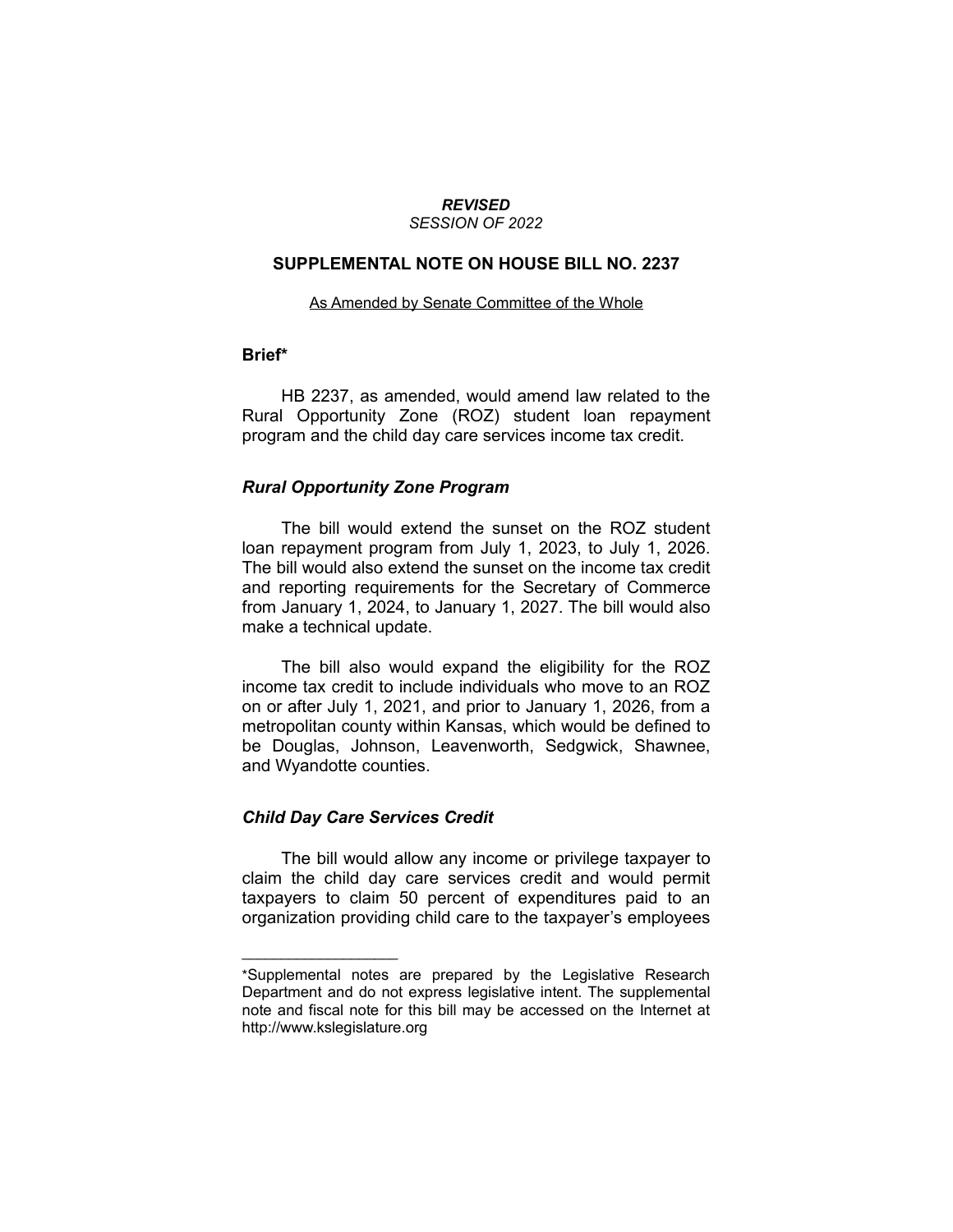***REVISED***
*SESSION OF 2022*

## SUPPLEMENTAL NOTE ON HOUSE BILL NO. 2237

As Amended by Senate Committee of the Whole

### Brief*

HB 2237, as amended, would amend law related to the Rural Opportunity Zone (ROZ) student loan repayment program and the child day care services income tax credit.

### *Rural Opportunity Zone Program*

The bill would extend the sunset on the ROZ student loan repayment program from July 1, 2023, to July 1, 2026. The bill would also extend the sunset on the income tax credit and reporting requirements for the Secretary of Commerce from January 1, 2024, to January 1, 2027. The bill would also make a technical update.

The bill also would expand the eligibility for the ROZ income tax credit to include individuals who move to an ROZ on or after July 1, 2021, and prior to January 1, 2026, from a metropolitan county within Kansas, which would be defined to be Douglas, Johnson, Leavenworth, Sedgwick, Shawnee, and Wyandotte counties.

### *Child Day Care Services Credit*

The bill would allow any income or privilege taxpayer to claim the child day care services credit and would permit taxpayers to claim 50 percent of expenditures paid to an organization providing child care to the taxpayer's employees

---

*Supplemental notes are prepared by the Legislative Research Department and do not express legislative intent. The supplemental note and fiscal note for this bill may be accessed on the Internet at http://www.kslegislature.org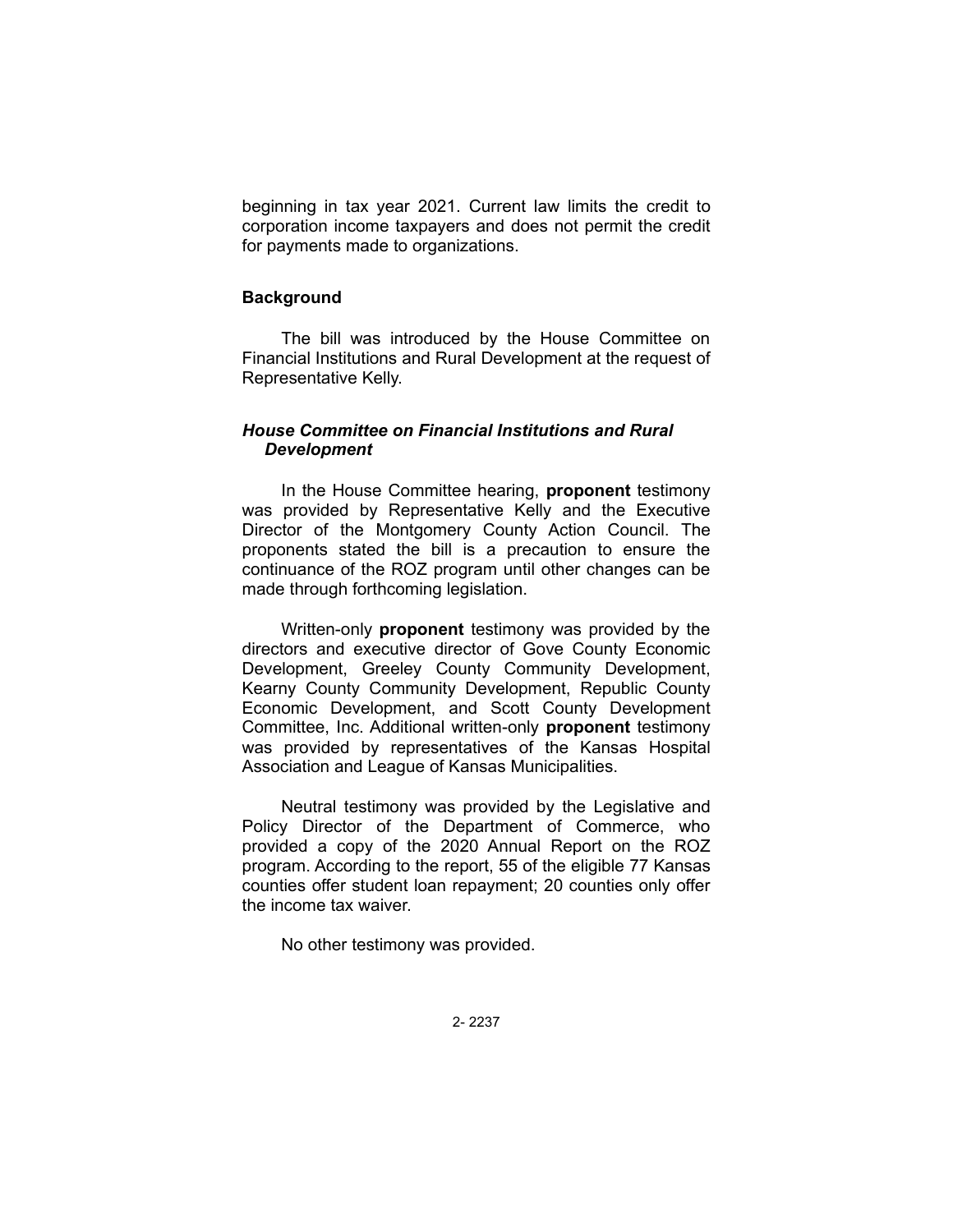beginning in tax year 2021. Current law limits the credit to corporation income taxpayers and does not permit the credit for payments made to organizations.

## Background

The bill was introduced by the House Committee on Financial Institutions and Rural Development at the request of Representative Kelly.

### *House Committee on Financial Institutions and Rural Development*

In the House Committee hearing, **proponent** testimony was provided by Representative Kelly and the Executive Director of the Montgomery County Action Council. The proponents stated the bill is a precaution to ensure the continuance of the ROZ program until other changes can be made through forthcoming legislation.

Written-only **proponent** testimony was provided by the directors and executive director of Gove County Economic Development, Greeley County Community Development, Kearny County Community Development, Republic County Economic Development, and Scott County Development Committee, Inc. Additional written-only **proponent** testimony was provided by representatives of the Kansas Hospital Association and League of Kansas Municipalities.

Neutral testimony was provided by the Legislative and Policy Director of the Department of Commerce, who provided a copy of the 2020 Annual Report on the ROZ program. According to the report, 55 of the eligible 77 Kansas counties offer student loan repayment; 20 counties only offer the income tax waiver.

No other testimony was provided.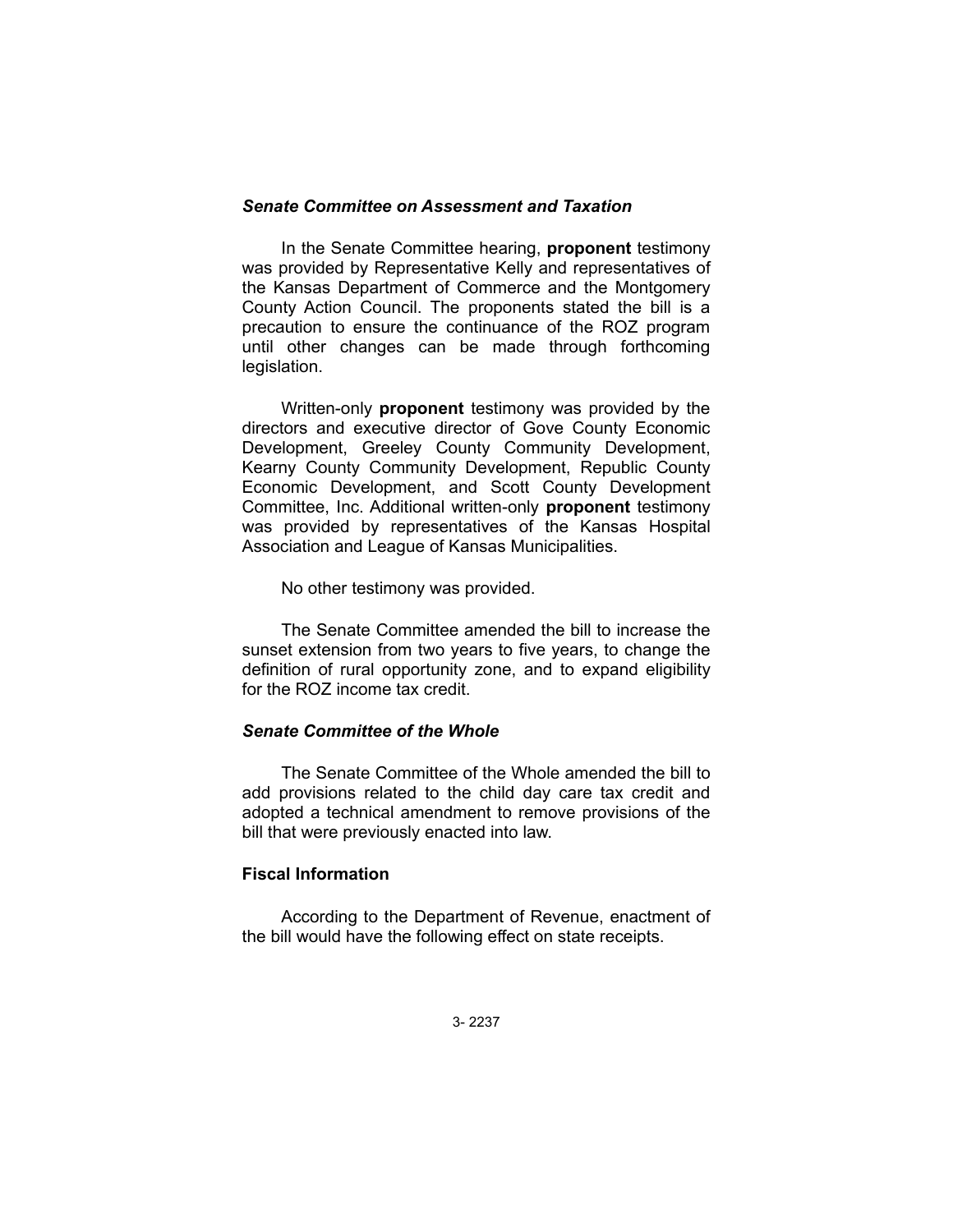### *Senate Committee on Assessment and Taxation*

In the Senate Committee hearing, **proponent** testimony was provided by Representative Kelly and representatives of the Kansas Department of Commerce and the Montgomery County Action Council. The proponents stated the bill is a precaution to ensure the continuance of the ROZ program until other changes can be made through forthcoming legislation.

Written-only **proponent** testimony was provided by the directors and executive director of Gove County Economic Development, Greeley County Community Development, Kearny County Community Development, Republic County Economic Development, and Scott County Development Committee, Inc. Additional written-only **proponent** testimony was provided by representatives of the Kansas Hospital Association and League of Kansas Municipalities.

No other testimony was provided.

The Senate Committee amended the bill to increase the sunset extension from two years to five years, to change the definition of rural opportunity zone, and to expand eligibility for the ROZ income tax credit.

### *Senate Committee of the Whole*

The Senate Committee of the Whole amended the bill to add provisions related to the child day care tax credit and adopted a technical amendment to remove provisions of the bill that were previously enacted into law.

### **Fiscal Information**

According to the Department of Revenue, enactment of the bill would have the following effect on state receipts.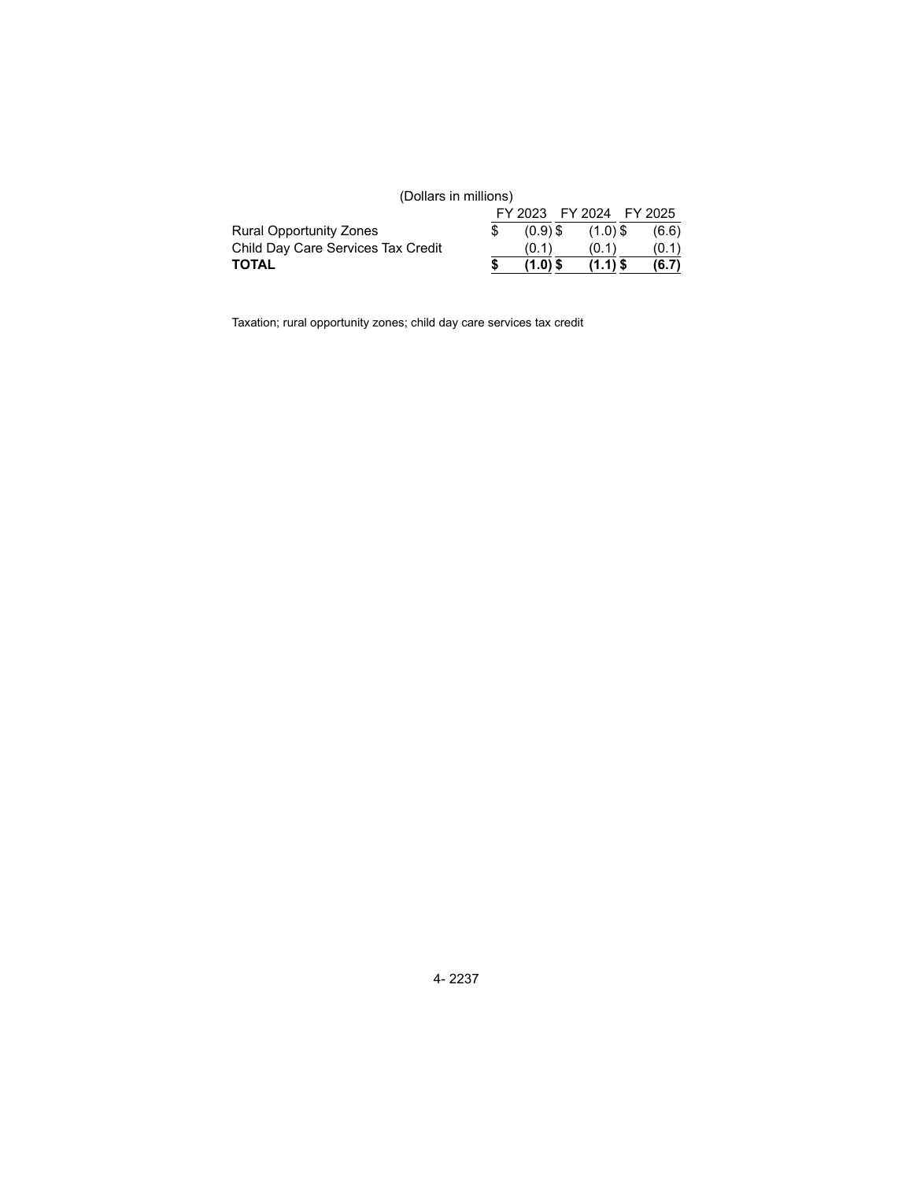(Dollars in millions)

| | FY 2023 | FY 2024 | FY 2025 |
|---|---|---|---|
| Rural Opportunity Zones | $ (0.9) | $ (1.0) | $ (6.6) |
| Child Day Care Services Tax Credit | (0.1) | (0.1) | (0.1) |
| **TOTAL** | **$ (1.0)** | **$ (1.1)** | **$ (6.7)** |

Taxation; rural opportunity zones; child day care services tax credit